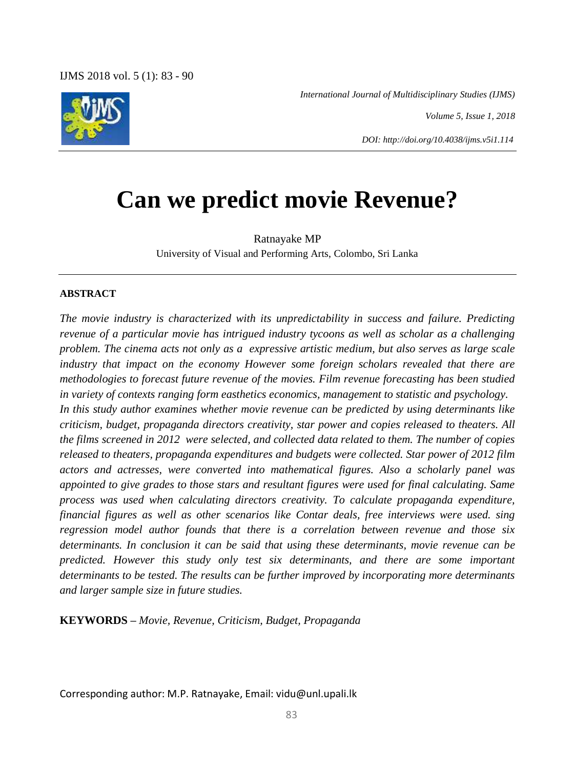*International Journal of Multidisciplinary Studies (IJMS)*

*Volume 5, Issue 1, 2018*

*DOI: http://doi.org/10.4038/ijms.v5i1.114*

# Can we predict movie Revenue?

Ratnayake MP

University of Visual and Performing Arts, Colombo, Sri Lanka

**ABSTRACT**

*The movie industry is characterized with its unpredictability in success and failure. Predicting revenue of a particular movie has intrigued industry tycoons as well as scholar as a challenging problem. The cinema acts not only as a expressive artistic medium, but also serves as large scale industry that impact on the economy However some foreign scholars revealed that there are methodologies to forecast future revenue of the movies. Film revenue forecasting has been studied in variety of contexts ranging form easthetics economics, management to statistic and psychology. In this study author examines whether movie revenue can be predicted by using determinants like criticism, budget, propaganda directors creativity, star power and copies released to theaters. All the films screened in 2012 were selected, and collected data related to them. The number of copies released to theaters, propaganda expenditures and budgets were collected. Star power of 2012 film actors and actresses, were converted into mathematical figures. Also a scholarly panel was appointed to give grades to those stars and resultant figures were used for final calculating. Same process was used when calculating directors creativity. To calculate propaganda expenditure, financial figures as well as other scenarios like Contar deals, free interviews were used. sing regression model author founds that there is a correlation between revenue and those six determinants. In conclusion it can be said that using these determinants, movie revenue can be predicted. However this study only test six determinants, and there are some important determinants to be tested. The results can be further improved by incorporating more determinants and larger sample size in future studies.*

**KEYWORDS –** *Movie, Revenue, Criticism, Budget, Propaganda*

Corresponding author: M.P. Ratnayake, Email: vidu@unl.upali.lk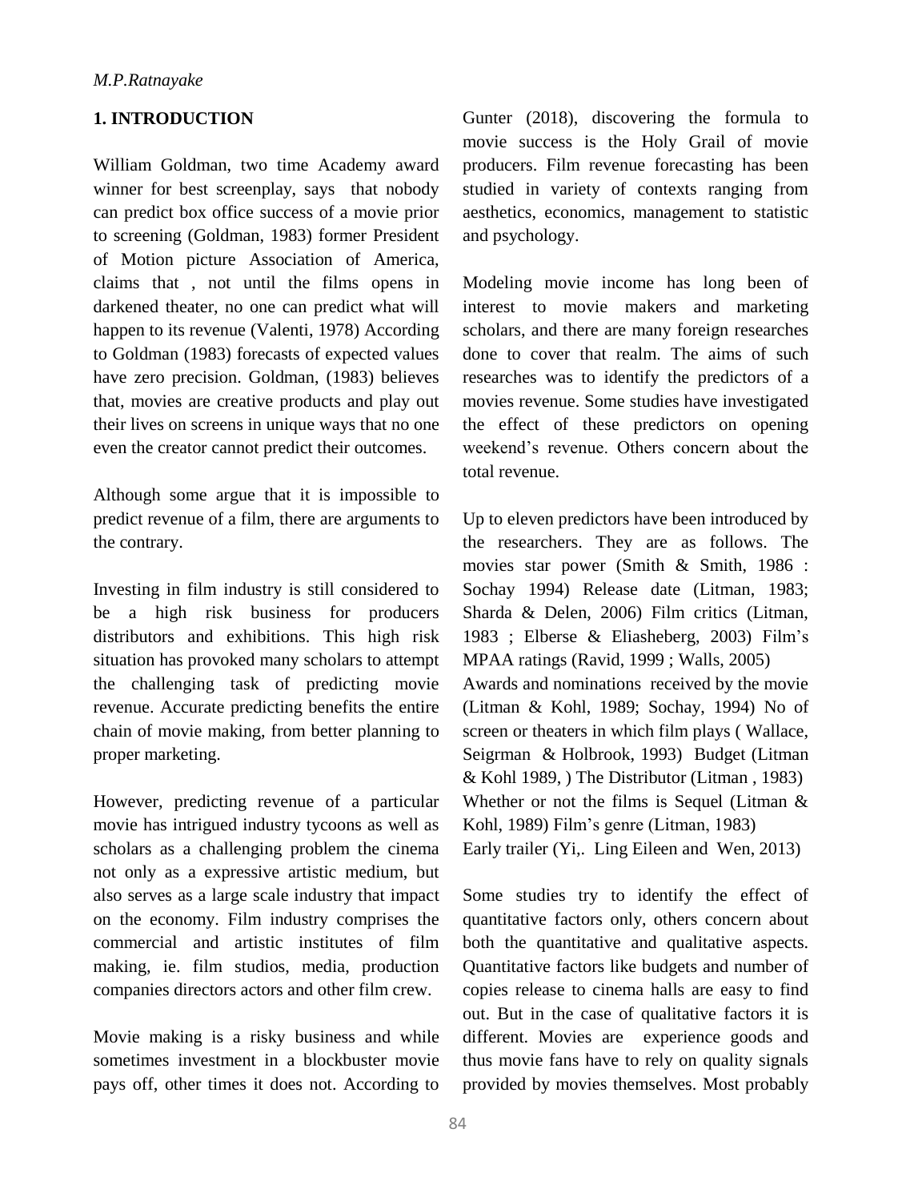## 1. INTRODUCTION

William Goldman, two time Academy award winner for best screenplay, says that nobody can predict box office success of a movie prior to screening (Goldman, 1983) former President of Motion picture Association of America, claims that , not until the films opens in darkened theater, no one can predict what will happen to its revenue (Valenti, 1978) According to Goldman (1983) forecasts of expected values have zero precision. Goldman, (1983) believes that, movies are creative products and play out their lives on screens in unique ways that no one even the creator cannot predict their outcomes.

Although some argue that it is impossible to predict revenue of a film, there are arguments to the contrary.

Investing in film industry is still considered to be a high risk business for producers distributors and exhibitions. This high risk situation has provoked many scholars to attempt the challenging task of predicting movie revenue. Accurate predicting benefits the entire chain of movie making, from better planning to proper marketing.

However, predicting revenue of a particular movie has intrigued industry tycoons as well as scholars as a challenging problem the cinema not only as a expressive artistic medium, but also serves as a large scale industry that impact on the economy. Film industry comprises the commercial and artistic institutes of film making, ie. film studios, media, production companies directors actors and other film crew.

Movie making is a risky business and while sometimes investment in a blockbuster movie pays off, other times it does not. According to Gunter (2018), discovering the formula to movie success is the Holy Grail of movie producers. Film revenue forecasting has been studied in variety of contexts ranging from aesthetics, economics, management to statistic and psychology.

Modeling movie income has long been of interest to movie makers and marketing scholars, and there are many foreign researches done to cover that realm. The aims of such researches was to identify the predictors of a movies revenue. Some studies have investigated the effect of these predictors on opening weekend's revenue. Others concern about the total revenue.

Up to eleven predictors have been introduced by the researchers. They are as follows. The movies star power (Smith & Smith, 1986 : Sochay 1994) Release date (Litman, 1983; Sharda & Delen, 2006) Film critics (Litman, 1983 ; Elberse & Eliasheberg, 2003) Film's MPAA ratings (Ravid, 1999 ; Walls, 2005)
Awards and nominations received by the movie (Litman & Kohl, 1989; Sochay, 1994) No of screen or theaters in which film plays ( Wallace, Seigrman & Holbrook, 1993) Budget (Litman & Kohl 1989, ) The Distributor (Litman , 1983)
Whether or not the films is Sequel (Litman & Kohl, 1989) Film's genre (Litman, 1983)
Early trailer (Yi,. Ling Eileen and Wen, 2013)

Some studies try to identify the effect of quantitative factors only, others concern about both the quantitative and qualitative aspects. Quantitative factors like budgets and number of copies release to cinema halls are easy to find out. But in the case of qualitative factors it is different. Movies are experience goods and thus movie fans have to rely on quality signals provided by movies themselves. Most probably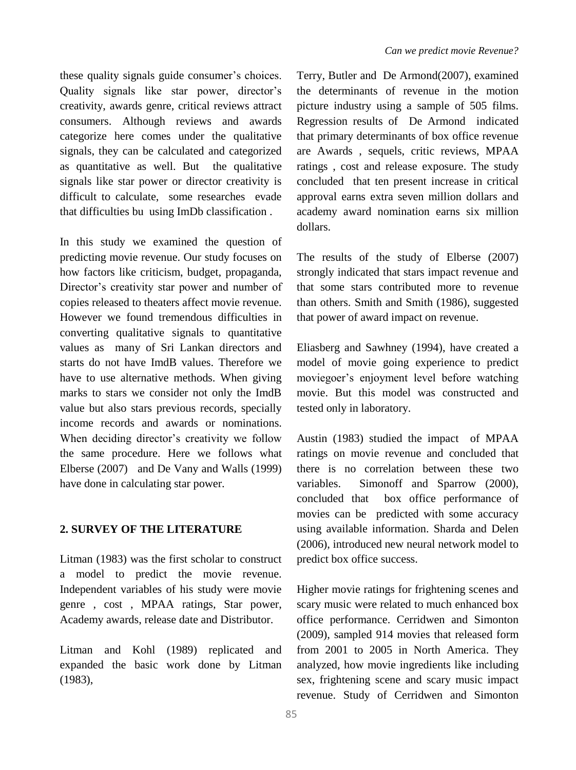these quality signals guide consumer's choices. Quality signals like star power, director's creativity, awards genre, critical reviews attract consumers. Although reviews and awards categorize here comes under the qualitative signals, they can be calculated and categorized as quantitative as well. But the qualitative signals like star power or director creativity is difficult to calculate, some researches evade that difficulties bu using ImDb classification .

In this study we examined the question of predicting movie revenue. Our study focuses on how factors like criticism, budget, propaganda, Director's creativity star power and number of copies released to theaters affect movie revenue. However we found tremendous difficulties in converting qualitative signals to quantitative values as many of Sri Lankan directors and starts do not have ImdB values. Therefore we have to use alternative methods. When giving marks to stars we consider not only the ImdB value but also stars previous records, specially income records and awards or nominations. When deciding director's creativity we follow the same procedure. Here we follows what Elberse (2007) and De Vany and Walls (1999) have done in calculating star power.

## 2. SURVEY OF THE LITERATURE

Litman (1983) was the first scholar to construct a model to predict the movie revenue. Independent variables of his study were movie genre , cost , MPAA ratings, Star power, Academy awards, release date and Distributor.

Litman and Kohl (1989) replicated and expanded the basic work done by Litman (1983),

Terry, Butler and De Armond(2007), examined the determinants of revenue in the motion picture industry using a sample of 505 films. Regression results of De Armond indicated that primary determinants of box office revenue are Awards , sequels, critic reviews, MPAA ratings , cost and release exposure. The study concluded that ten present increase in critical approval earns extra seven million dollars and academy award nomination earns six million dollars.

The results of the study of Elberse (2007) strongly indicated that stars impact revenue and that some stars contributed more to revenue than others. Smith and Smith (1986), suggested that power of award impact on revenue.

Eliasberg and Sawhney (1994), have created a model of movie going experience to predict moviegoer's enjoyment level before watching movie. But this model was constructed and tested only in laboratory.

Austin (1983) studied the impact of MPAA ratings on movie revenue and concluded that there is no correlation between these two variables. Simonoff and Sparrow (2000), concluded that box office performance of movies can be predicted with some accuracy using available information. Sharda and Delen (2006), introduced new neural network model to predict box office success.

Higher movie ratings for frightening scenes and scary music were related to much enhanced box office performance. Cerridwen and Simonton (2009), sampled 914 movies that released form from 2001 to 2005 in North America. They analyzed, how movie ingredients like including sex, frightening scene and scary music impact revenue. Study of Cerridwen and Simonton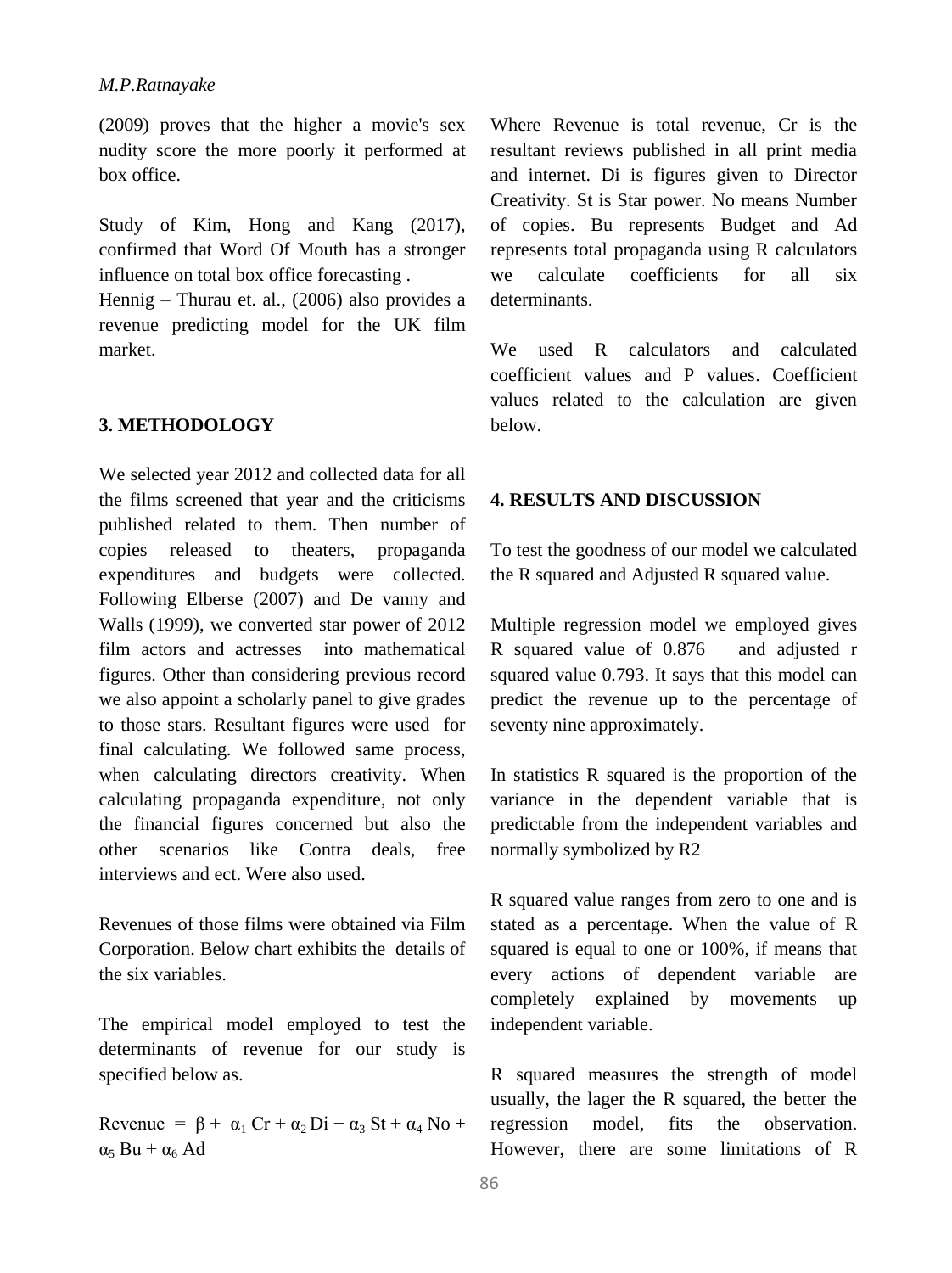(2009) proves that the higher a movie's sex nudity score the more poorly it performed at box office.

Study of Kim, Hong and Kang (2017), confirmed that Word Of Mouth has a stronger influence on total box office forecasting .

Hennig – Thurau et. al., (2006) also provides a revenue predicting model for the UK film market.

## 3. METHODOLOGY

We selected year 2012 and collected data for all the films screened that year and the criticisms published related to them. Then number of copies released to theaters, propaganda expenditures and budgets were collected. Following Elberse (2007) and De vanny and Walls (1999), we converted star power of 2012 film actors and actresses into mathematical figures. Other than considering previous record we also appoint a scholarly panel to give grades to those stars. Resultant figures were used for final calculating. We followed same process, when calculating directors creativity. When calculating propaganda expenditure, not only the financial figures concerned but also the other scenarios like Contra deals, free interviews and ect. Were also used.

Revenues of those films were obtained via Film Corporation. Below chart exhibits the details of the six variables.

The empirical model employed to test the determinants of revenue for our study is specified below as.

$$Revenue = \beta + \alpha_1 Cr + \alpha_2 Di + \alpha_3 St + \alpha_4 No + \alpha_5 Bu + \alpha_6 Ad$$

Where Revenue is total revenue, Cr is the resultant reviews published in all print media and internet. Di is figures given to Director Creativity. St is Star power. No means Number of copies. Bu represents Budget and Ad represents total propaganda using R calculators we calculate coefficients for all six determinants.

We used R calculators and calculated coefficient values and P values. Coefficient values related to the calculation are given below.

## 4. RESULTS AND DISCUSSION

To test the goodness of our model we calculated the R squared and Adjusted R squared value.

Multiple regression model we employed gives R squared value of 0.876 and adjusted r squared value 0.793. It says that this model can predict the revenue up to the percentage of seventy nine approximately.

In statistics R squared is the proportion of the variance in the dependent variable that is predictable from the independent variables and normally symbolized by R2

R squared value ranges from zero to one and is stated as a percentage. When the value of R squared is equal to one or 100%, if means that every actions of dependent variable are completely explained by movements up independent variable.

R squared measures the strength of model usually, the lager the R squared, the better the regression model, fits the observation. However, there are some limitations of R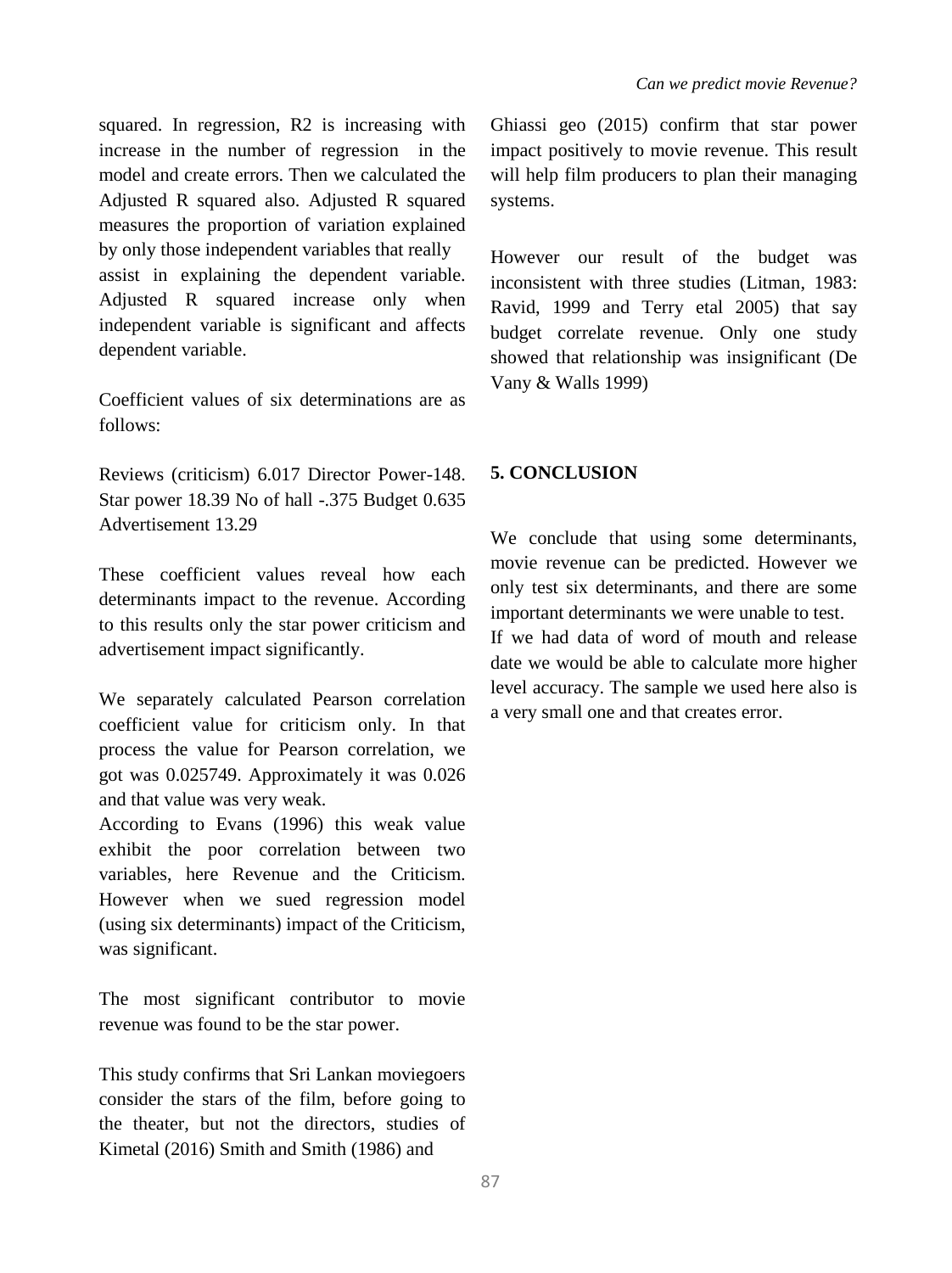squared. In regression, R2 is increasing with increase in the number of regression in the model and create errors. Then we calculated the Adjusted R squared also. Adjusted R squared measures the proportion of variation explained by only those independent variables that really assist in explaining the dependent variable. Adjusted R squared increase only when independent variable is significant and affects dependent variable.

Coefficient values of six determinations are as follows:

Reviews (criticism) 6.017 Director Power-148. Star power 18.39 No of hall -.375 Budget 0.635 Advertisement 13.29

These coefficient values reveal how each determinants impact to the revenue. According to this results only the star power criticism and advertisement impact significantly.

We separately calculated Pearson correlation coefficient value for criticism only. In that process the value for Pearson correlation, we got was 0.025749. Approximately it was 0.026 and that value was very weak.
According to Evans (1996) this weak value exhibit the poor correlation between two variables, here Revenue and the Criticism. However when we sued regression model (using six determinants) impact of the Criticism, was significant.

The most significant contributor to movie revenue was found to be the star power.

This study confirms that Sri Lankan moviegoers consider the stars of the film, before going to the theater, but not the directors, studies of Kimetal (2016) Smith and Smith (1986) and Ghiassi geo (2015) confirm that star power impact positively to movie revenue. This result will help film producers to plan their managing systems.

However our result of the budget was inconsistent with three studies (Litman, 1983: Ravid, 1999 and Terry etal 2005) that say budget correlate revenue. Only one study showed that relationship was insignificant (De Vany & Walls 1999)

## 5. CONCLUSION

We conclude that using some determinants, movie revenue can be predicted. However we only test six determinants, and there are some important determinants we were unable to test.
If we had data of word of mouth and release date we would be able to calculate more higher level accuracy. The sample we used here also is a very small one and that creates error.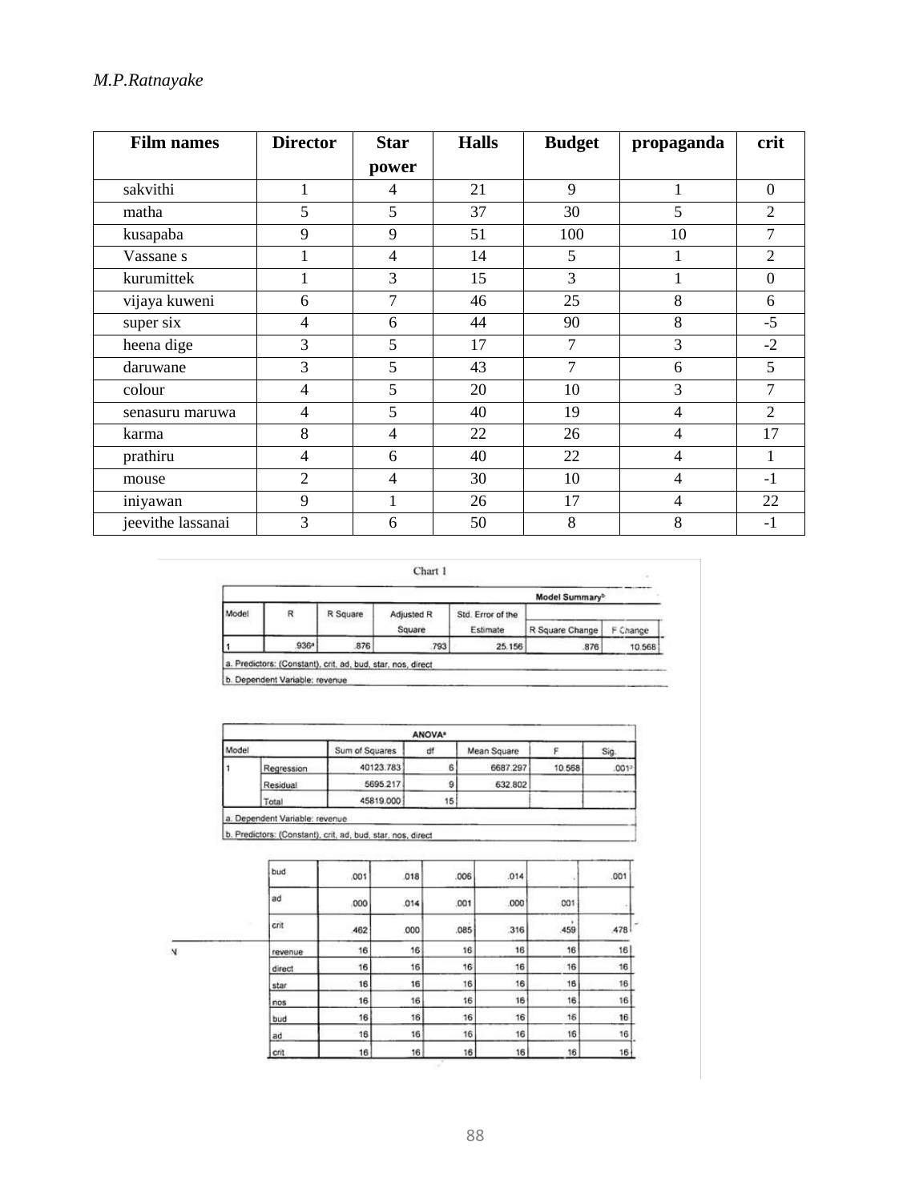| Film names | Director | Star power | Halls | Budget | propaganda | crit |
|---|---|---|---|---|---|---|
| sakvithi | 1 | 4 | 21 | 9 | 1 | 0 |
| matha | 5 | 5 | 37 | 30 | 5 | 2 |
| kusapaba | 9 | 9 | 51 | 100 | 10 | 7 |
| Vassane s | 1 | 4 | 14 | 5 | 1 | 2 |
| kurumittek | 1 | 3 | 15 | 3 | 1 | 0 |
| vijaya kuweni | 6 | 7 | 46 | 25 | 8 | 6 |
| super six | 4 | 6 | 44 | 90 | 8 | -5 |
| heena dige | 3 | 5 | 17 | 7 | 3 | -2 |
| daruwane | 3 | 5 | 43 | 7 | 6 | 5 |
| colour | 4 | 5 | 20 | 10 | 3 | 7 |
| senasuru maruwa | 4 | 5 | 40 | 19 | 4 | 2 |
| karma | 8 | 4 | 22 | 26 | 4 | 17 |
| prathiru | 4 | 6 | 40 | 22 | 4 | 1 |
| mouse | 2 | 4 | 30 | 10 | 4 | -1 |
| iniyawan | 9 | 1 | 26 | 17 | 4 | 22 |
| jeevithe lassanai | 3 | 6 | 50 | 8 | 8 | -1 |

Chart 1

**Model Summary**[b]

| Model | R | R Square | Adjusted R Square | Std. Error of the Estimate | R Square Change | F Change |
|---|---|---|---|---|---|---|
| 1 | .936[a] | .876 | .793 | 25.156 | .876 | 10.568 |

a. Predictors: (Constant), crit, ad, bud, star, nos, direct

b. Dependent Variable: revenue

**ANOVA**[a]

| Model | | Sum of Squares | df | Mean Square | F | Sig. |
|---|---|---|---|---|---|---|
| 1 | Regression | 40123.783 | 6 | 6687.297 | 10.568 | .001[b] |
| | Residual | 5695.217 | 9 | 632.802 | | |
| | Total | 45819.000 | 15 | | | |

a. Dependent Variable: revenue

b. Predictors: (Constant), crit, ad, bud, star, nos, direct

| | | | | | | | |
|---|---|---|---|---|---|---|---|
| | bud | .001 | .018 | .006 | .014 | . | .001 |
| | ad | .000 | .014 | .001 | .000 | .001 | . |
| | crit | .462 | .000 | .085 | .316 | .459 | .478 |
| N | revenue | 16 | 16 | 16 | 16 | 16 | 16 |
| | direct | 16 | 16 | 16 | 16 | 16 | 16 |
| | star | 16 | 16 | 16 | 16 | 16 | 16 |
| | nos | 16 | 16 | 16 | 16 | 16 | 16 |
| | bud | 16 | 16 | 16 | 16 | 16 | 16 |
| | ad | 16 | 16 | 16 | 16 | 16 | 16 |
| | crit | 16 | 16 | 16 | 16 | 16 | 16 |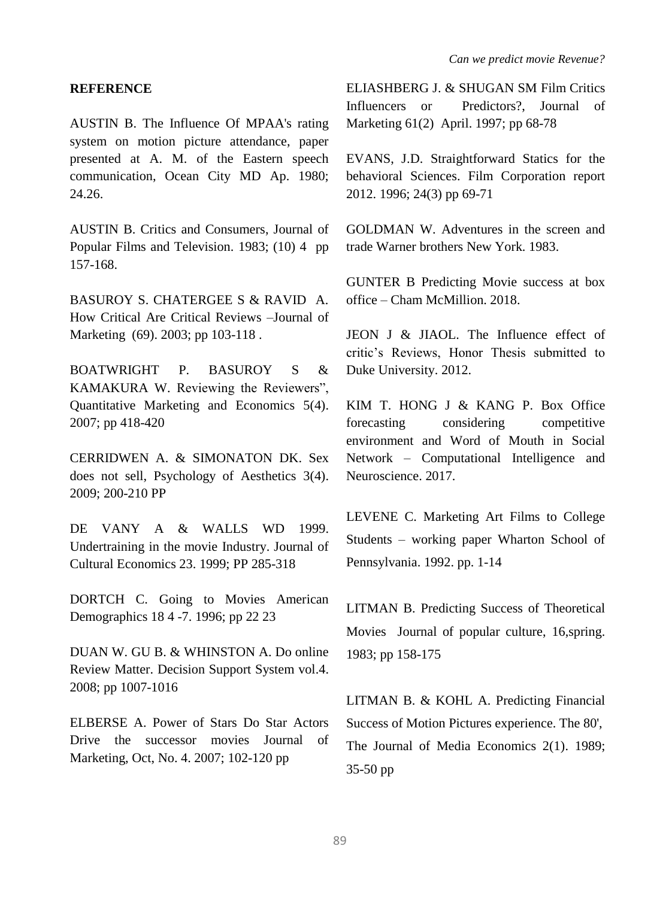**REFERENCE**

AUSTIN B. The Influence Of MPAA's rating system on motion picture attendance, paper presented at A. M. of the Eastern speech communication, Ocean City MD Ap. 1980; 24.26.

AUSTIN B. Critics and Consumers, Journal of Popular Films and Television. 1983; (10) 4 pp 157-168.

BASUROY S. CHATERGEE S & RAVID A. How Critical Are Critical Reviews –Journal of Marketing (69). 2003; pp 103-118 .

BOATWRIGHT P. BASUROY S & KAMAKURA W. Reviewing the Reviewers", Quantitative Marketing and Economics 5(4). 2007; pp 418-420

CERRIDWEN A. & SIMONATON DK. Sex does not sell, Psychology of Aesthetics 3(4). 2009; 200-210 PP

DE VANY A & WALLS WD 1999. Undertraining in the movie Industry. Journal of Cultural Economics 23. 1999; PP 285-318

DORTCH C. Going to Movies American Demographics 18 4 -7. 1996; pp 22 23

DUAN W. GU B. & WHINSTON A. Do online Review Matter. Decision Support System vol.4. 2008; pp 1007-1016

ELBERSE A. Power of Stars Do Star Actors Drive the successor movies Journal of Marketing, Oct, No. 4. 2007; 102-120 pp

ELIASHBERG J. & SHUGAN SM Film Critics Influencers or Predictors?, Journal of Marketing 61(2) April. 1997; pp 68-78

EVANS, J.D. Straightforward Statics for the behavioral Sciences. Film Corporation report 2012. 1996; 24(3) pp 69-71

GOLDMAN W. Adventures in the screen and trade Warner brothers New York. 1983.

GUNTER B Predicting Movie success at box office – Cham McMillion. 2018.

JEON J & JIAOL. The Influence effect of critic's Reviews, Honor Thesis submitted to Duke University. 2012.

KIM T. HONG J & KANG P. Box Office forecasting considering competitive environment and Word of Mouth in Social Network – Computational Intelligence and Neuroscience. 2017.

LEVENE C. Marketing Art Films to College Students – working paper Wharton School of Pennsylvania. 1992. pp. 1-14

LITMAN B. Predicting Success of Theoretical Movies Journal of popular culture, 16,spring. 1983; pp 158-175

LITMAN B. & KOHL A. Predicting Financial Success of Motion Pictures experience. The 80', The Journal of Media Economics 2(1). 1989; 35-50 pp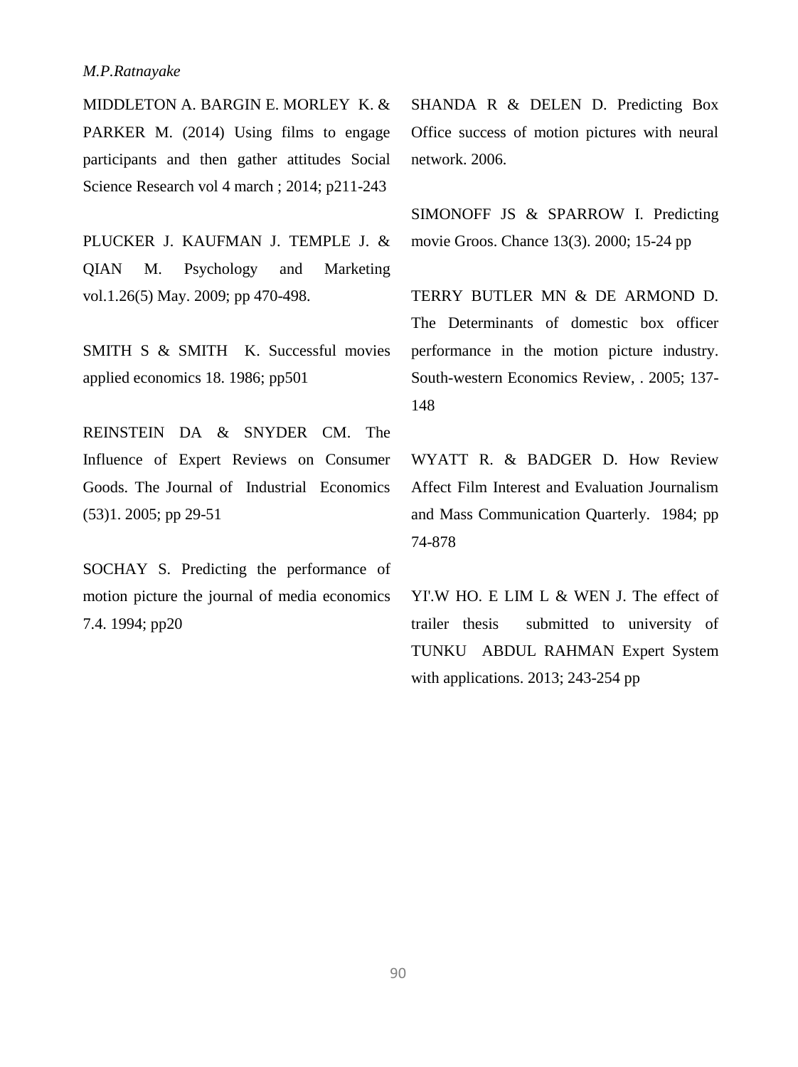MIDDLETON A. BARGIN E. MORLEY K. & PARKER M. (2014) Using films to engage participants and then gather attitudes Social Science Research vol 4 march ; 2014; p211-243

PLUCKER J. KAUFMAN J. TEMPLE J. & QIAN M. Psychology and Marketing vol.1.26(5) May. 2009; pp 470-498.

SMITH S & SMITH K. Successful movies applied economics 18. 1986; pp501

REINSTEIN DA & SNYDER CM. The Influence of Expert Reviews on Consumer Goods. The Journal of Industrial Economics (53)1. 2005; pp 29-51

SOCHAY S. Predicting the performance of motion picture the journal of media economics 7.4. 1994; pp20

SHANDA R & DELEN D. Predicting Box Office success of motion pictures with neural network. 2006.

SIMONOFF JS & SPARROW I. Predicting movie Groos. Chance 13(3). 2000; 15-24 pp

TERRY BUTLER MN & DE ARMOND D. The Determinants of domestic box officer performance in the motion picture industry. South-western Economics Review, . 2005; 137-148

WYATT R. & BADGER D. How Review Affect Film Interest and Evaluation Journalism and Mass Communication Quarterly. 1984; pp 74-878

YI'.W HO. E LIM L & WEN J. The effect of trailer thesis submitted to university of TUNKU ABDUL RAHMAN Expert System with applications. 2013; 243-254 pp